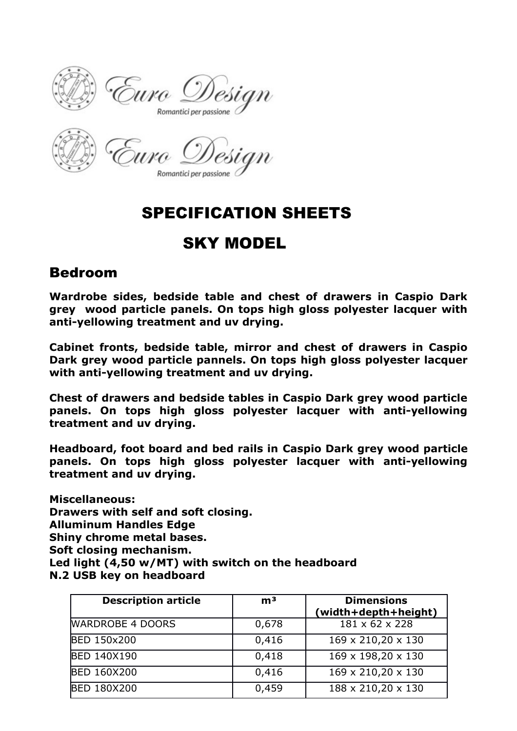Euro Design
Romantici per passione

Euro Design
Romantici per passione

# SPECIFICATION SHEETS

# SKY MODEL

## Bedroom

**Wardrobe sides, bedside table and chest of drawers in Caspio Dark grey wood particle panels. On tops high gloss polyester lacquer with anti-yellowing treatment and uv drying.**

**Cabinet fronts, bedside table, mirror and chest of drawers in Caspio Dark grey wood particle pannels. On tops high gloss polyester lacquer with anti-yellowing treatment and uv drying.**

**Chest of drawers and bedside tables in Caspio Dark grey wood particle panels. On tops high gloss polyester lacquer with anti-yellowing treatment and uv drying.**

**Headboard, foot board and bed rails in Caspio Dark grey wood particle panels. On tops high gloss polyester lacquer with anti-yellowing treatment and uv drying.**

**Miscellaneous:**
**Drawers with self and soft closing.**
**Alluminum Handles Edge**
**Shiny chrome metal bases.**
**Soft closing mechanism.**
**Led light (4,50 w/MT) with switch on the headboard**
**N.2 USB key on headboard**

| Description article | m³ | Dimensions (width+depth+height) |
| --- | --- | --- |
| WARDROBE 4 DOORS | 0,678 | 181 x 62 x 228 |
| BED 150x200 | 0,416 | 169 x 210,20 x 130 |
| BED 140X190 | 0,418 | 169 x 198,20 x 130 |
| BED 160X200 | 0,416 | 169 x 210,20 x 130 |
| BED 180X200 | 0,459 | 188 x 210,20 x 130 |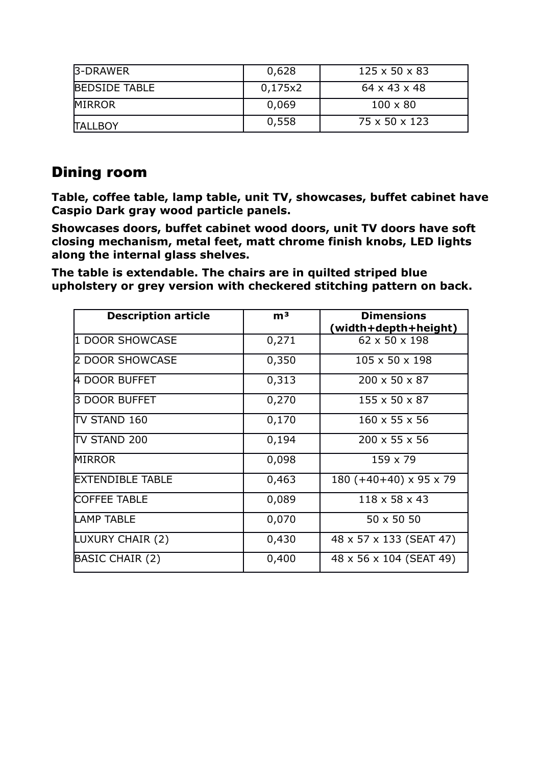| | | |
|---|---|---|
| 3-DRAWER | 0,628 | 125 x 50 x 83 |
| BEDSIDE TABLE | 0,175x2 | 64 x 43 x 48 |
| MIRROR | 0,069 | 100 x 80 |
| TALLBOY | 0,558 | 75 x 50 x 123 |

## Dining room

**Table, coffee table, lamp table, unit TV, showcases, buffet cabinet have Caspio Dark gray wood particle panels.**

**Showcases doors, buffet cabinet wood doors, unit TV doors have soft closing mechanism, metal feet, matt chrome finish knobs, LED lights along the internal glass shelves.**

**The table is extendable. The chairs are in quilted striped blue upholstery or grey version with checkered stitching pattern on back.**

| Description article | m³ | Dimensions (width+depth+height) |
|---|---|---|
| 1 DOOR SHOWCASE | 0,271 | 62 x 50 x 198 |
| 2 DOOR SHOWCASE | 0,350 | 105 x 50 x 198 |
| 4 DOOR BUFFET | 0,313 | 200 x 50 x 87 |
| 3 DOOR BUFFET | 0,270 | 155 x 50 x 87 |
| TV STAND 160 | 0,170 | 160 x 55 x 56 |
| TV STAND 200 | 0,194 | 200 x 55 x 56 |
| MIRROR | 0,098 | 159 x 79 |
| EXTENDIBLE TABLE | 0,463 | 180 (+40+40) x 95 x 79 |
| COFFEE TABLE | 0,089 | 118 x 58 x 43 |
| LAMP TABLE | 0,070 | 50 x 50 50 |
| LUXURY CHAIR (2) | 0,430 | 48 x 57 x 133 (SEAT 47) |
| BASIC CHAIR (2) | 0,400 | 48 x 56 x 104 (SEAT 49) |